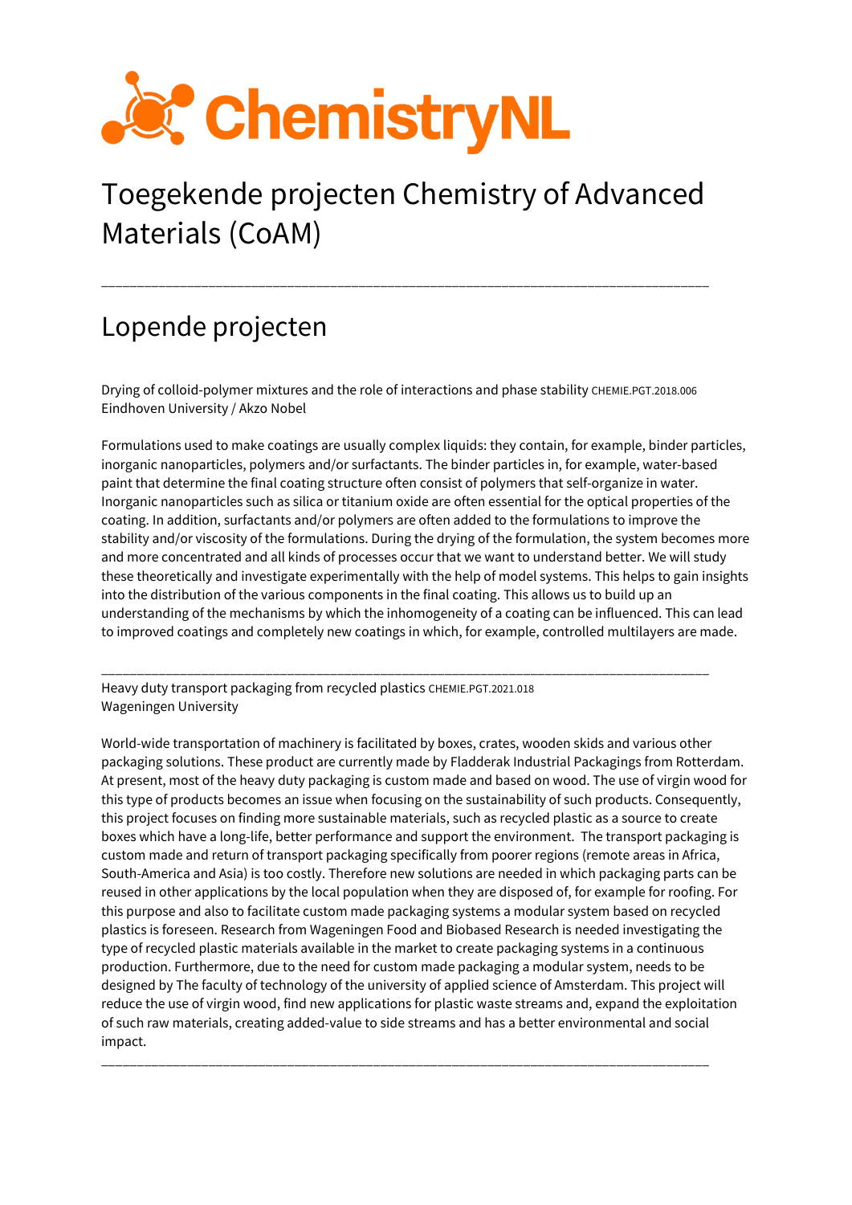ChemistryNL

# Toegekende projecten Chemistry of Advanced Materials (CoAM)

---

## Lopende projecten

Drying of colloid-polymer mixtures and the role of interactions and phase stability CHEMIE.PGT.2018.006
Eindhoven University / Akzo Nobel

Formulations used to make coatings are usually complex liquids: they contain, for example, binder particles, inorganic nanoparticles, polymers and/or surfactants. The binder particles in, for example, water-based paint that determine the final coating structure often consist of polymers that self-organize in water. Inorganic nanoparticles such as silica or titanium oxide are often essential for the optical properties of the coating. In addition, surfactants and/or polymers are often added to the formulations to improve the stability and/or viscosity of the formulations. During the drying of the formulation, the system becomes more and more concentrated and all kinds of processes occur that we want to understand better. We will study these theoretically and investigate experimentally with the help of model systems. This helps to gain insights into the distribution of the various components in the final coating. This allows us to build up an understanding of the mechanisms by which the inhomogeneity of a coating can be influenced. This can lead to improved coatings and completely new coatings in which, for example, controlled multilayers are made.

---

Heavy duty transport packaging from recycled plastics CHEMIE.PGT.2021.018
Wageningen University

World-wide transportation of machinery is facilitated by boxes, crates, wooden skids and various other packaging solutions. These product are currently made by Fladderak Industrial Packagings from Rotterdam. At present, most of the heavy duty packaging is custom made and based on wood. The use of virgin wood for this type of products becomes an issue when focusing on the sustainability of such products. Consequently, this project focuses on finding more sustainable materials, such as recycled plastic as a source to create boxes which have a long-life, better performance and support the environment. The transport packaging is custom made and return of transport packaging specifically from poorer regions (remote areas in Africa, South-America and Asia) is too costly. Therefore new solutions are needed in which packaging parts can be reused in other applications by the local population when they are disposed of, for example for roofing. For this purpose and also to facilitate custom made packaging systems a modular system based on recycled plastics is foreseen. Research from Wageningen Food and Biobased Research is needed investigating the type of recycled plastic materials available in the market to create packaging systems in a continuous production. Furthermore, due to the need for custom made packaging a modular system, needs to be designed by The faculty of technology of the university of applied science of Amsterdam. This project will reduce the use of virgin wood, find new applications for plastic waste streams and, expand the exploitation of such raw materials, creating added-value to side streams and has a better environmental and social impact.

---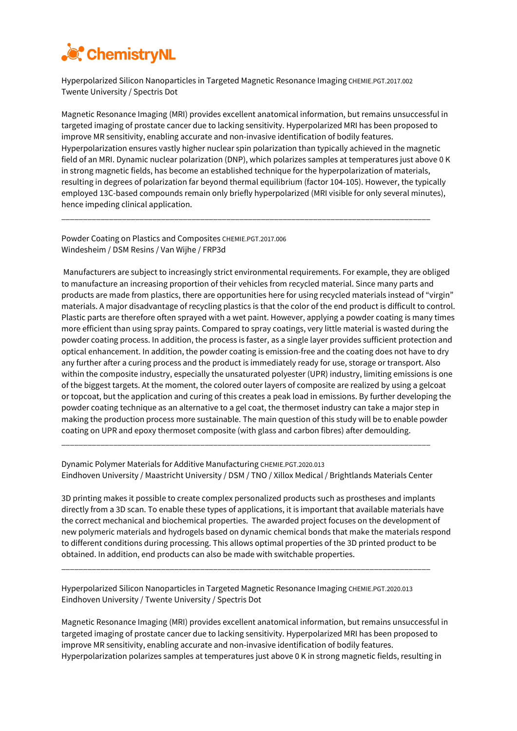ChemistryNL

Hyperpolarized Silicon Nanoparticles in Targeted Magnetic Resonance Imaging CHEMIE.PGT.2017.002
Twente University / Spectris Dot

Magnetic Resonance Imaging (MRI) provides excellent anatomical information, but remains unsuccessful in targeted imaging of prostate cancer due to lacking sensitivity. Hyperpolarized MRI has been proposed to improve MR sensitivity, enabling accurate and non-invasive identification of bodily features. Hyperpolarization ensures vastly higher nuclear spin polarization than typically achieved in the magnetic field of an MRI. Dynamic nuclear polarization (DNP), which polarizes samples at temperatures just above 0 K in strong magnetic fields, has become an established technique for the hyperpolarization of materials, resulting in degrees of polarization far beyond thermal equilibrium (factor 104-105). However, the typically employed 13C-based compounds remain only briefly hyperpolarized (MRI visible for only several minutes), hence impeding clinical application.

---

Powder Coating on Plastics and Composites CHEMIE.PGT.2017.006
Windesheim / DSM Resins / Van Wijhe / FRP3d

Manufacturers are subject to increasingly strict environmental requirements. For example, they are obliged to manufacture an increasing proportion of their vehicles from recycled material. Since many parts and products are made from plastics, there are opportunities here for using recycled materials instead of “virgin” materials. A major disadvantage of recycling plastics is that the color of the end product is difficult to control. Plastic parts are therefore often sprayed with a wet paint. However, applying a powder coating is many times more efficient than using spray paints. Compared to spray coatings, very little material is wasted during the powder coating process. In addition, the process is faster, as a single layer provides sufficient protection and optical enhancement. In addition, the powder coating is emission-free and the coating does not have to dry any further after a curing process and the product is immediately ready for use, storage or transport. Also within the composite industry, especially the unsaturated polyester (UPR) industry, limiting emissions is one of the biggest targets. At the moment, the colored outer layers of composite are realized by using a gelcoat or topcoat, but the application and curing of this creates a peak load in emissions. By further developing the powder coating technique as an alternative to a gel coat, the thermoset industry can take a major step in making the production process more sustainable. The main question of this study will be to enable powder coating on UPR and epoxy thermoset composite (with glass and carbon fibres) after demoulding.

---

Dynamic Polymer Materials for Additive Manufacturing CHEMIE.PGT.2020.013
Eindhoven University / Maastricht University / DSM / TNO / Xillox Medical / Brightlands Materials Center

3D printing makes it possible to create complex personalized products such as prostheses and implants directly from a 3D scan. To enable these types of applications, it is important that available materials have the correct mechanical and biochemical properties. The awarded project focuses on the development of new polymeric materials and hydrogels based on dynamic chemical bonds that make the materials respond to different conditions during processing. This allows optimal properties of the 3D printed product to be obtained. In addition, end products can also be made with switchable properties.

---

Hyperpolarized Silicon Nanoparticles in Targeted Magnetic Resonance Imaging CHEMIE.PGT.2020.013
Eindhoven University / Twente University / Spectris Dot

Magnetic Resonance Imaging (MRI) provides excellent anatomical information, but remains unsuccessful in targeted imaging of prostate cancer due to lacking sensitivity. Hyperpolarized MRI has been proposed to improve MR sensitivity, enabling accurate and non-invasive identification of bodily features. Hyperpolarization polarizes samples at temperatures just above 0 K in strong magnetic fields, resulting in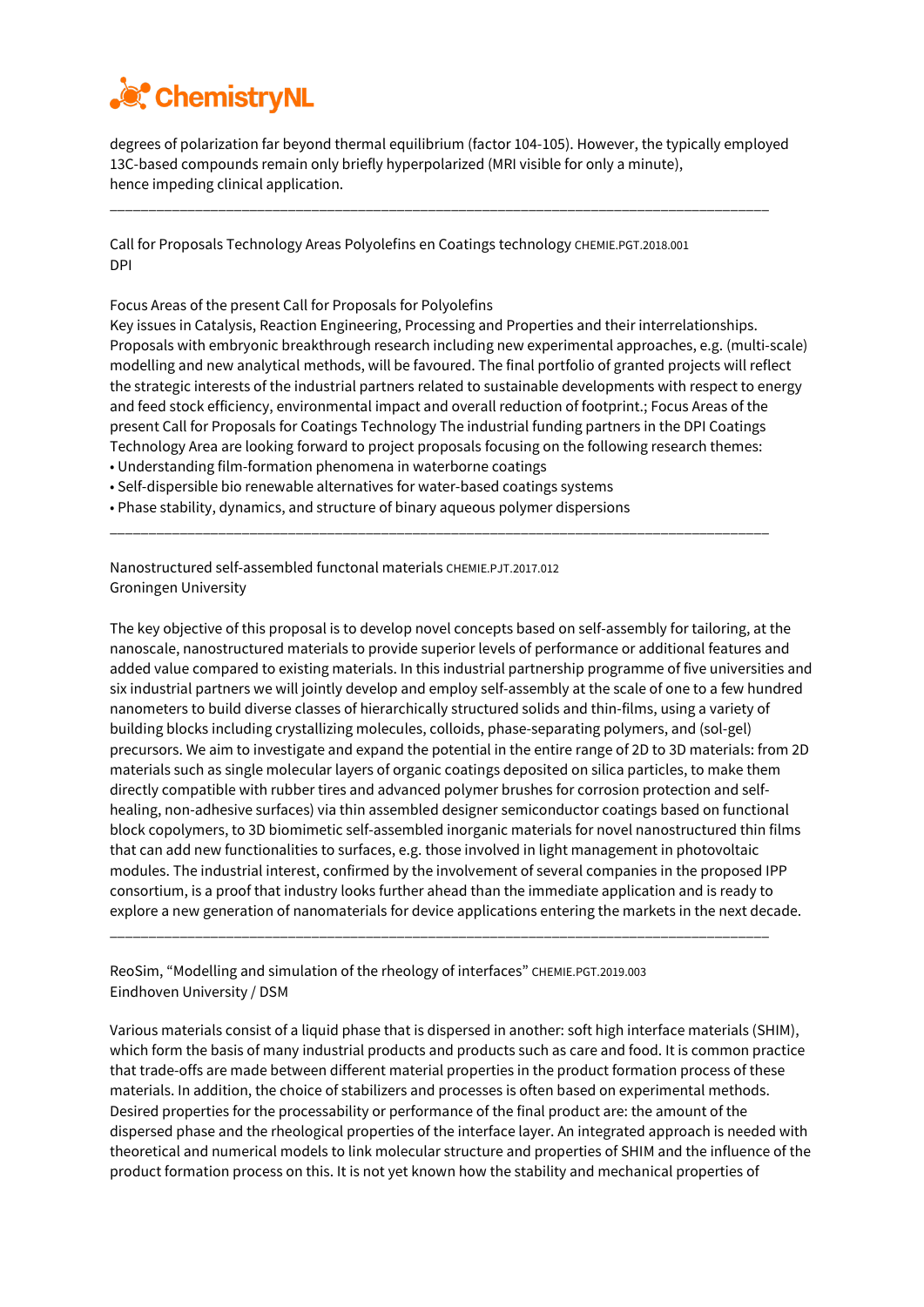degrees of polarization far beyond thermal equilibrium (factor 104-105). However, the typically employed 13C-based compounds remain only briefly hyperpolarized (MRI visible for only a minute), hence impeding clinical application.

---

Call for Proposals Technology Areas Polyolefins en Coatings technology CHEMIE.PGT.2018.001
DPI

Focus Areas of the present Call for Proposals for Polyolefins
Key issues in Catalysis, Reaction Engineering, Processing and Properties and their interrelationships. Proposals with embryonic breakthrough research including new experimental approaches, e.g. (multi-scale) modelling and new analytical methods, will be favoured. The final portfolio of granted projects will reflect the strategic interests of the industrial partners related to sustainable developments with respect to energy and feed stock efficiency, environmental impact and overall reduction of footprint.; Focus Areas of the present Call for Proposals for Coatings Technology The industrial funding partners in the DPI Coatings Technology Area are looking forward to project proposals focusing on the following research themes:

- Understanding film-formation phenomena in waterborne coatings
- Self-dispersible bio renewable alternatives for water-based coatings systems
- Phase stability, dynamics, and structure of binary aqueous polymer dispersions

---

Nanostructured self-assembled functonal materials CHEMIE.PJT.2017.012
Groningen University

The key objective of this proposal is to develop novel concepts based on self-assembly for tailoring, at the nanoscale, nanostructured materials to provide superior levels of performance or additional features and added value compared to existing materials. In this industrial partnership programme of five universities and six industrial partners we will jointly develop and employ self-assembly at the scale of one to a few hundred nanometers to build diverse classes of hierarchically structured solids and thin-films, using a variety of building blocks including crystallizing molecules, colloids, phase-separating polymers, and (sol-gel) precursors. We aim to investigate and expand the potential in the entire range of 2D to 3D materials: from 2D materials such as single molecular layers of organic coatings deposited on silica particles, to make them directly compatible with rubber tires and advanced polymer brushes for corrosion protection and self-healing, non-adhesive surfaces) via thin assembled designer semiconductor coatings based on functional block copolymers, to 3D biomimetic self-assembled inorganic materials for novel nanostructured thin films that can add new functionalities to surfaces, e.g. those involved in light management in photovoltaic modules. The industrial interest, confirmed by the involvement of several companies in the proposed IPP consortium, is a proof that industry looks further ahead than the immediate application and is ready to explore a new generation of nanomaterials for device applications entering the markets in the next decade.

---

ReoSim, "Modelling and simulation of the rheology of interfaces" CHEMIE.PGT.2019.003
Eindhoven University / DSM

Various materials consist of a liquid phase that is dispersed in another: soft high interface materials (SHIM), which form the basis of many industrial products and products such as care and food. It is common practice that trade-offs are made between different material properties in the product formation process of these materials. In addition, the choice of stabilizers and processes is often based on experimental methods. Desired properties for the processability or performance of the final product are: the amount of the dispersed phase and the rheological properties of the interface layer. An integrated approach is needed with theoretical and numerical models to link molecular structure and properties of SHIM and the influence of the product formation process on this. It is not yet known how the stability and mechanical properties of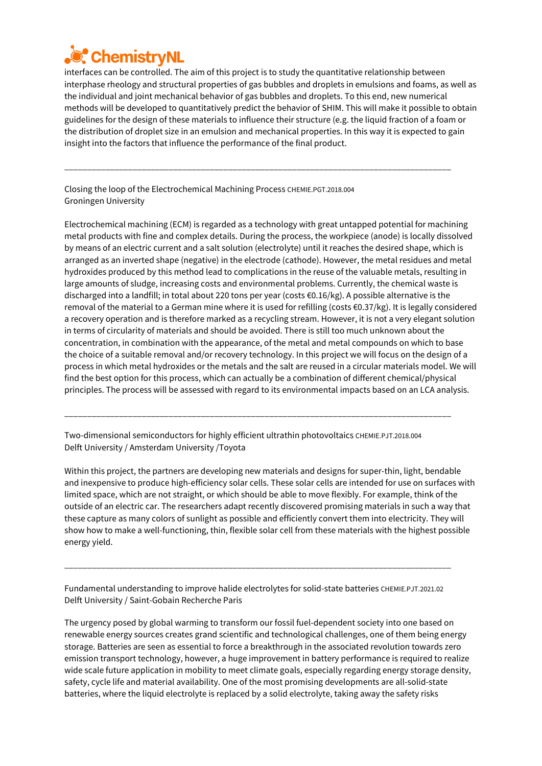interfaces can be controlled. The aim of this project is to study the quantitative relationship between interphase rheology and structural properties of gas bubbles and droplets in emulsions and foams, as well as the individual and joint mechanical behavior of gas bubbles and droplets. To this end, new numerical methods will be developed to quantitatively predict the behavior of SHIM. This will make it possible to obtain guidelines for the design of these materials to influence their structure (e.g. the liquid fraction of a foam or the distribution of droplet size in an emulsion and mechanical properties. In this way it is expected to gain insight into the factors that influence the performance of the final product.

---

Closing the loop of the Electrochemical Machining Process CHEMIE.PGT.2018.004
Groningen University

Electrochemical machining (ECM) is regarded as a technology with great untapped potential for machining metal products with fine and complex details. During the process, the workpiece (anode) is locally dissolved by means of an electric current and a salt solution (electrolyte) until it reaches the desired shape, which is arranged as an inverted shape (negative) in the electrode (cathode). However, the metal residues and metal hydroxides produced by this method lead to complications in the reuse of the valuable metals, resulting in large amounts of sludge, increasing costs and environmental problems. Currently, the chemical waste is discharged into a landfill; in total about 220 tons per year (costs €0.16/kg). A possible alternative is the removal of the material to a German mine where it is used for refilling (costs €0.37/kg). It is legally considered a recovery operation and is therefore marked as a recycling stream. However, it is not a very elegant solution in terms of circularity of materials and should be avoided. There is still too much unknown about the concentration, in combination with the appearance, of the metal and metal compounds on which to base the choice of a suitable removal and/or recovery technology. In this project we will focus on the design of a process in which metal hydroxides or the metals and the salt are reused in a circular materials model. We will find the best option for this process, which can actually be a combination of different chemical/physical principles. The process will be assessed with regard to its environmental impacts based on an LCA analysis.

---

Two-dimensional semiconductors for highly efficient ultrathin photovoltaics CHEMIE.PJT.2018.004
Delft University / Amsterdam University /Toyota

Within this project, the partners are developing new materials and designs for super-thin, light, bendable and inexpensive to produce high-efficiency solar cells. These solar cells are intended for use on surfaces with limited space, which are not straight, or which should be able to move flexibly. For example, think of the outside of an electric car. The researchers adapt recently discovered promising materials in such a way that these capture as many colors of sunlight as possible and efficiently convert them into electricity. They will show how to make a well-functioning, thin, flexible solar cell from these materials with the highest possible energy yield.

---

Fundamental understanding to improve halide electrolytes for solid-state batteries CHEMIE.PJT.2021.02
Delft University / Saint-Gobain Recherche Paris

The urgency posed by global warming to transform our fossil fuel-dependent society into one based on renewable energy sources creates grand scientific and technological challenges, one of them being energy storage. Batteries are seen as essential to force a breakthrough in the associated revolution towards zero emission transport technology, however, a huge improvement in battery performance is required to realize wide scale future application in mobility to meet climate goals, especially regarding energy storage density, safety, cycle life and material availability. One of the most promising developments are all-solid-state batteries, where the liquid electrolyte is replaced by a solid electrolyte, taking away the safety risks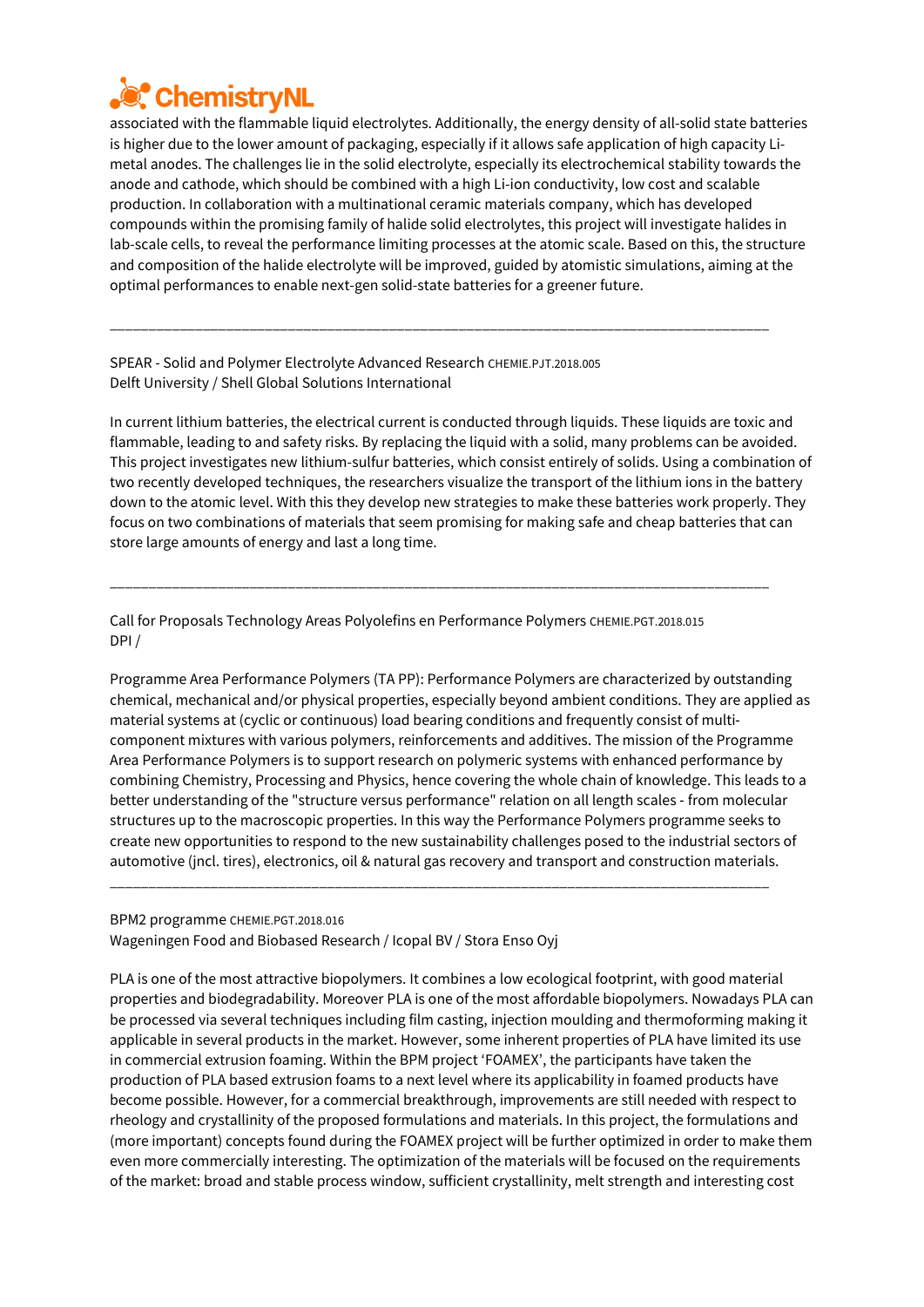associated with the flammable liquid electrolytes. Additionally, the energy density of all-solid state batteries is higher due to the lower amount of packaging, especially if it allows safe application of high capacity Li-metal anodes. The challenges lie in the solid electrolyte, especially its electrochemical stability towards the anode and cathode, which should be combined with a high Li-ion conductivity, low cost and scalable production. In collaboration with a multinational ceramic materials company, which has developed compounds within the promising family of halide solid electrolytes, this project will investigate halides in lab-scale cells, to reveal the performance limiting processes at the atomic scale. Based on this, the structure and composition of the halide electrolyte will be improved, guided by atomistic simulations, aiming at the optimal performances to enable next-gen solid-state batteries for a greener future.

---

SPEAR - Solid and Polymer Electrolyte Advanced Research CHEMIE.PJT.2018.005
Delft University / Shell Global Solutions International

In current lithium batteries, the electrical current is conducted through liquids. These liquids are toxic and flammable, leading to and safety risks. By replacing the liquid with a solid, many problems can be avoided. This project investigates new lithium-sulfur batteries, which consist entirely of solids. Using a combination of two recently developed techniques, the researchers visualize the transport of the lithium ions in the battery down to the atomic level. With this they develop new strategies to make these batteries work properly. They focus on two combinations of materials that seem promising for making safe and cheap batteries that can store large amounts of energy and last a long time.

---

Call for Proposals Technology Areas Polyolefins en Performance Polymers CHEMIE.PGT.2018.015
DPI /

Programme Area Performance Polymers (TA PP): Performance Polymers are characterized by outstanding chemical, mechanical and/or physical properties, especially beyond ambient conditions. They are applied as material systems at (cyclic or continuous) load bearing conditions and frequently consist of multi-component mixtures with various polymers, reinforcements and additives. The mission of the Programme Area Performance Polymers is to support research on polymeric systems with enhanced performance by combining Chemistry, Processing and Physics, hence covering the whole chain of knowledge. This leads to a better understanding of the "structure versus performance" relation on all length scales - from molecular structures up to the macroscopic properties. In this way the Performance Polymers programme seeks to create new opportunities to respond to the new sustainability challenges posed to the industrial sectors of automotive (jncl. tires), electronics, oil & natural gas recovery and transport and construction materials.

---

BPM2 programme CHEMIE.PGT.2018.016
Wageningen Food and Biobased Research / Icopal BV / Stora Enso Oyj

PLA is one of the most attractive biopolymers. It combines a low ecological footprint, with good material properties and biodegradability. Moreover PLA is one of the most affordable biopolymers. Nowadays PLA can be processed via several techniques including film casting, injection moulding and thermoforming making it applicable in several products in the market. However, some inherent properties of PLA have limited its use in commercial extrusion foaming. Within the BPM project 'FOAMEX', the participants have taken the production of PLA based extrusion foams to a next level where its applicability in foamed products have become possible. However, for a commercial breakthrough, improvements are still needed with respect to rheology and crystallinity of the proposed formulations and materials. In this project, the formulations and (more important) concepts found during the FOAMEX project will be further optimized in order to make them even more commercially interesting. The optimization of the materials will be focused on the requirements of the market: broad and stable process window, sufficient crystallinity, melt strength and interesting cost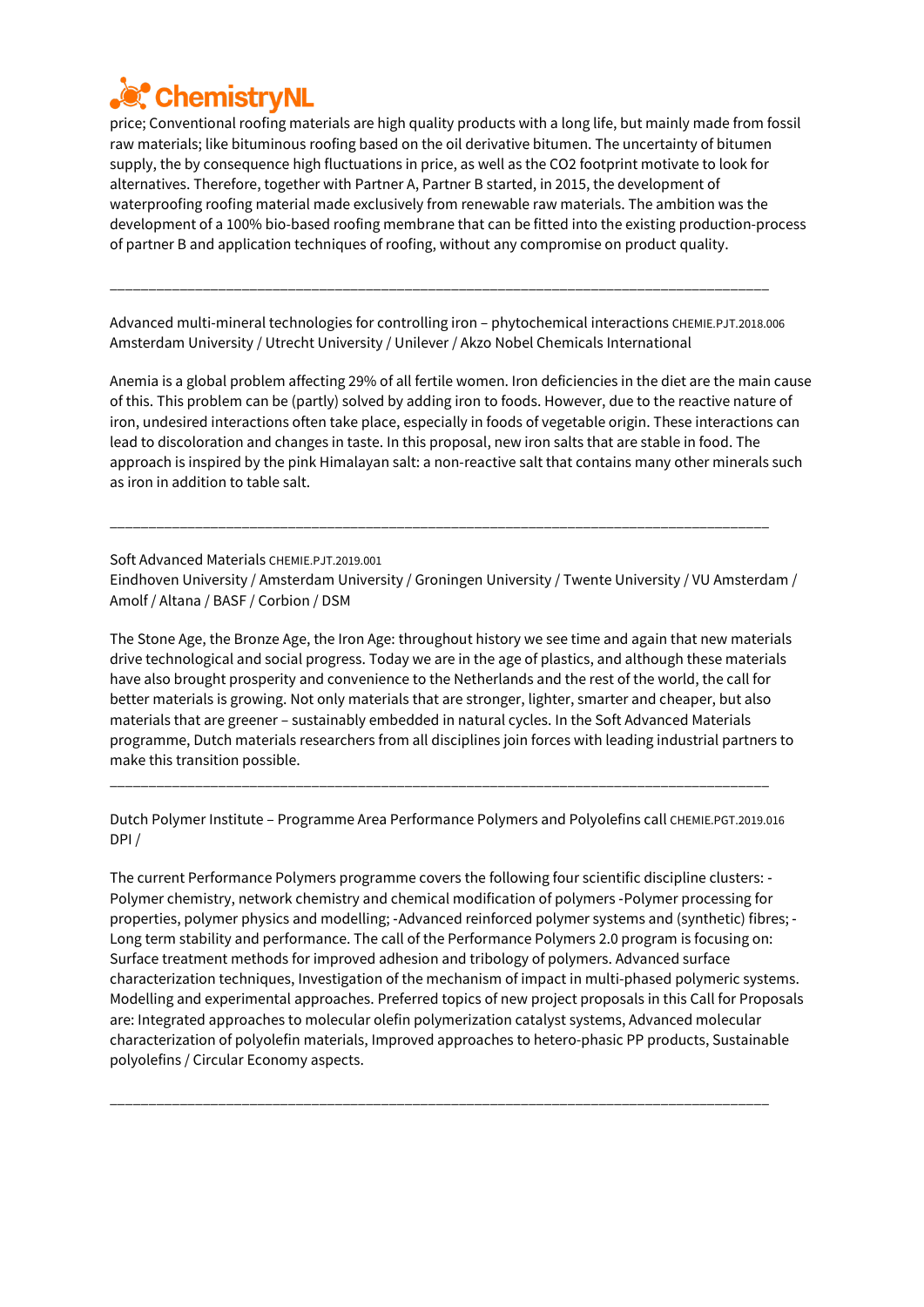price; Conventional roofing materials are high quality products with a long life, but mainly made from fossil raw materials; like bituminous roofing based on the oil derivative bitumen. The uncertainty of bitumen supply, the by consequence high fluctuations in price, as well as the CO2 footprint motivate to look for alternatives. Therefore, together with Partner A, Partner B started, in 2015, the development of waterproofing roofing material made exclusively from renewable raw materials. The ambition was the development of a 100% bio-based roofing membrane that can be fitted into the existing production-process of partner B and application techniques of roofing, without any compromise on product quality.

---

Advanced multi-mineral technologies for controlling iron – phytochemical interactions CHEMIE.PJT.2018.006
Amsterdam University / Utrecht University / Unilever / Akzo Nobel Chemicals International

Anemia is a global problem affecting 29% of all fertile women. Iron deficiencies in the diet are the main cause of this. This problem can be (partly) solved by adding iron to foods. However, due to the reactive nature of iron, undesired interactions often take place, especially in foods of vegetable origin. These interactions can lead to discoloration and changes in taste. In this proposal, new iron salts that are stable in food. The approach is inspired by the pink Himalayan salt: a non-reactive salt that contains many other minerals such as iron in addition to table salt.

---

Soft Advanced Materials CHEMIE.PJT.2019.001
Eindhoven University / Amsterdam University / Groningen University / Twente University / VU Amsterdam / Amolf / Altana / BASF / Corbion / DSM

The Stone Age, the Bronze Age, the Iron Age: throughout history we see time and again that new materials drive technological and social progress. Today we are in the age of plastics, and although these materials have also brought prosperity and convenience to the Netherlands and the rest of the world, the call for better materials is growing. Not only materials that are stronger, lighter, smarter and cheaper, but also materials that are greener – sustainably embedded in natural cycles. In the Soft Advanced Materials programme, Dutch materials researchers from all disciplines join forces with leading industrial partners to make this transition possible.

---

Dutch Polymer Institute – Programme Area Performance Polymers and Polyolefins call CHEMIE.PGT.2019.016
DPI /

The current Performance Polymers programme covers the following four scientific discipline clusters: -Polymer chemistry, network chemistry and chemical modification of polymers -Polymer processing for properties, polymer physics and modelling; -Advanced reinforced polymer systems and (synthetic) fibres; -Long term stability and performance. The call of the Performance Polymers 2.0 program is focusing on: Surface treatment methods for improved adhesion and tribology of polymers. Advanced surface characterization techniques, Investigation of the mechanism of impact in multi-phased polymeric systems. Modelling and experimental approaches. Preferred topics of new project proposals in this Call for Proposals are: Integrated approaches to molecular olefin polymerization catalyst systems, Advanced molecular characterization of polyolefin materials, Improved approaches to hetero-phasic PP products, Sustainable polyolefins / Circular Economy aspects.

---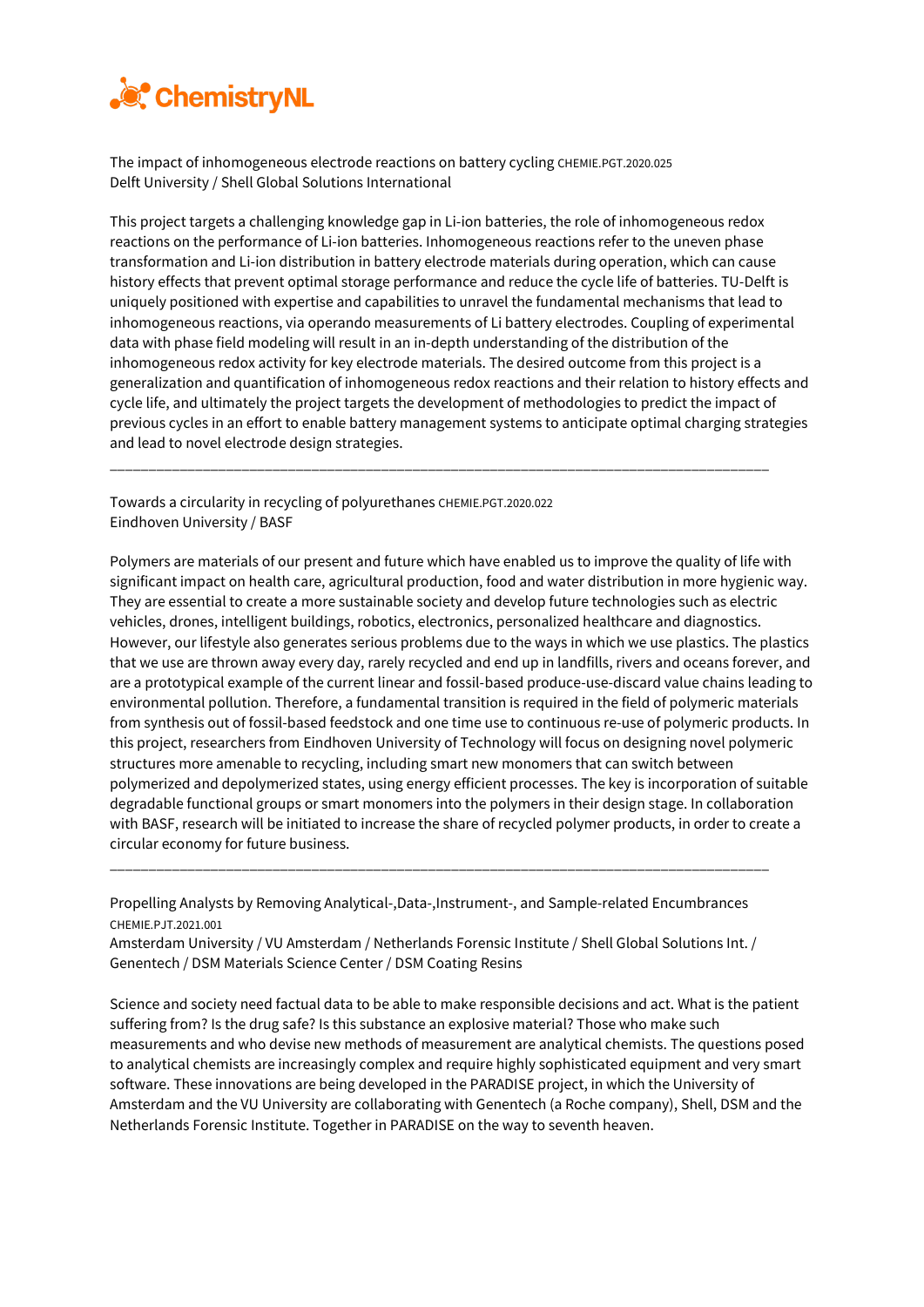The impact of inhomogeneous electrode reactions on battery cycling CHEMIE.PGT.2020.025
Delft University / Shell Global Solutions International

This project targets a challenging knowledge gap in Li-ion batteries, the role of inhomogeneous redox reactions on the performance of Li-ion batteries. Inhomogeneous reactions refer to the uneven phase transformation and Li-ion distribution in battery electrode materials during operation, which can cause history effects that prevent optimal storage performance and reduce the cycle life of batteries. TU-Delft is uniquely positioned with expertise and capabilities to unravel the fundamental mechanisms that lead to inhomogeneous reactions, via operando measurements of Li battery electrodes. Coupling of experimental data with phase field modeling will result in an in-depth understanding of the distribution of the inhomogeneous redox activity for key electrode materials. The desired outcome from this project is a generalization and quantification of inhomogeneous redox reactions and their relation to history effects and cycle life, and ultimately the project targets the development of methodologies to predict the impact of previous cycles in an effort to enable battery management systems to anticipate optimal charging strategies and lead to novel electrode design strategies.

---

Towards a circularity in recycling of polyurethanes CHEMIE.PGT.2020.022
Eindhoven University / BASF

Polymers are materials of our present and future which have enabled us to improve the quality of life with significant impact on health care, agricultural production, food and water distribution in more hygienic way. They are essential to create a more sustainable society and develop future technologies such as electric vehicles, drones, intelligent buildings, robotics, electronics, personalized healthcare and diagnostics. However, our lifestyle also generates serious problems due to the ways in which we use plastics. The plastics that we use are thrown away every day, rarely recycled and end up in landfills, rivers and oceans forever, and are a prototypical example of the current linear and fossil-based produce-use-discard value chains leading to environmental pollution. Therefore, a fundamental transition is required in the field of polymeric materials from synthesis out of fossil-based feedstock and one time use to continuous re-use of polymeric products. In this project, researchers from Eindhoven University of Technology will focus on designing novel polymeric structures more amenable to recycling, including smart new monomers that can switch between polymerized and depolymerized states, using energy efficient processes. The key is incorporation of suitable degradable functional groups or smart monomers into the polymers in their design stage. In collaboration with BASF, research will be initiated to increase the share of recycled polymer products, in order to create a circular economy for future business.

---

Propelling Analysts by Removing Analytical-,Data-,Instrument-, and Sample-related Encumbrances CHEMIE.PJT.2021.001
Amsterdam University / VU Amsterdam / Netherlands Forensic Institute / Shell Global Solutions Int. / Genentech / DSM Materials Science Center / DSM Coating Resins

Science and society need factual data to be able to make responsible decisions and act. What is the patient suffering from? Is the drug safe? Is this substance an explosive material? Those who make such measurements and who devise new methods of measurement are analytical chemists. The questions posed to analytical chemists are increasingly complex and require highly sophisticated equipment and very smart software. These innovations are being developed in the PARADISE project, in which the University of Amsterdam and the VU University are collaborating with Genentech (a Roche company), Shell, DSM and the Netherlands Forensic Institute. Together in PARADISE on the way to seventh heaven.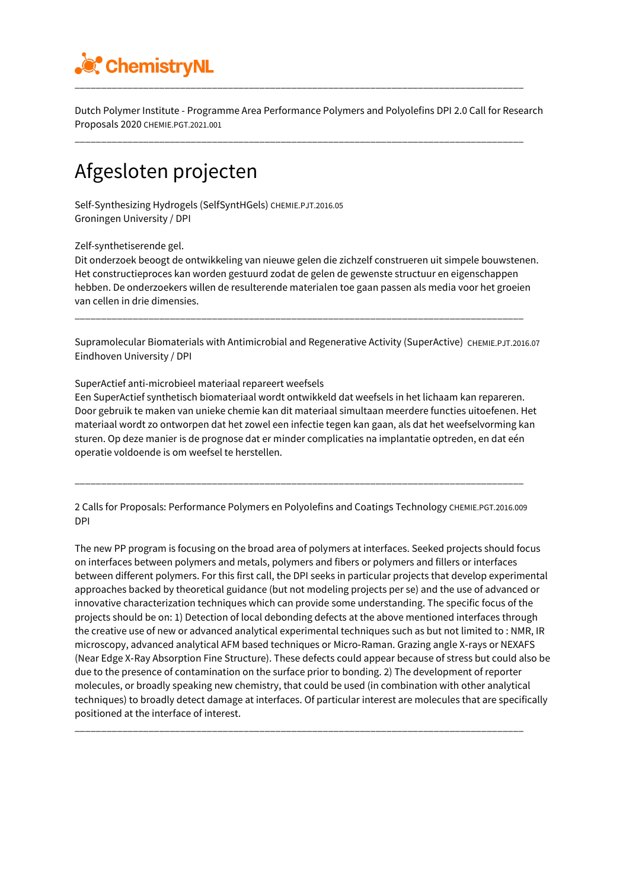Dutch Polymer Institute - Programme Area Performance Polymers and Polyolefins DPI 2.0 Call for Research Proposals 2020 CHEMIE.PGT.2021.001

---

# Afgesloten projecten

Self-Synthesizing Hydrogels (SelfSyntHGels) CHEMIE.PJT.2016.05
Groningen University / DPI

Zelf-synthetiserende gel.
Dit onderzoek beoogt de ontwikkeling van nieuwe gelen die zichzelf construeren uit simpele bouwstenen. Het constructieproces kan worden gestuurd zodat de gelen de gewenste structuur en eigenschappen hebben. De onderzoekers willen de resulterende materialen toe gaan passen als media voor het groeien van cellen in drie dimensies.

---

Supramolecular Biomaterials with Antimicrobial and Regenerative Activity (SuperActive) CHEMIE.PJT.2016.07
Eindhoven University / DPI

SuperActief anti-microbieel materiaal repareert weefsels
Een SuperActief synthetisch biomateriaal wordt ontwikkeld dat weefsels in het lichaam kan repareren. Door gebruik te maken van unieke chemie kan dit materiaal simultaan meerdere functies uitoefenen. Het materiaal wordt zo ontworpen dat het zowel een infectie tegen kan gaan, als dat het weefselvorming kan sturen. Op deze manier is de prognose dat er minder complicaties na implantatie optreden, en dat eén operatie voldoende is om weefsel te herstellen.

---

2 Calls for Proposals: Performance Polymers en Polyolefins and Coatings Technology CHEMIE.PGT.2016.009
DPI

The new PP program is focusing on the broad area of polymers at interfaces. Seeked projects should focus on interfaces between polymers and metals, polymers and fibers or polymers and fillers or interfaces between different polymers. For this first call, the DPI seeks in particular projects that develop experimental approaches backed by theoretical guidance (but not modeling projects per se) and the use of advanced or innovative characterization techniques which can provide some understanding. The specific focus of the projects should be on: 1) Detection of local debonding defects at the above mentioned interfaces through the creative use of new or advanced analytical experimental techniques such as but not limited to : NMR, IR microscopy, advanced analytical AFM based techniques or Micro-Raman. Grazing angle X-rays or NEXAFS (Near Edge X-Ray Absorption Fine Structure). These defects could appear because of stress but could also be due to the presence of contamination on the surface prior to bonding. 2) The development of reporter molecules, or broadly speaking new chemistry, that could be used (in combination with other analytical techniques) to broadly detect damage at interfaces. Of particular interest are molecules that are specifically positioned at the interface of interest.

---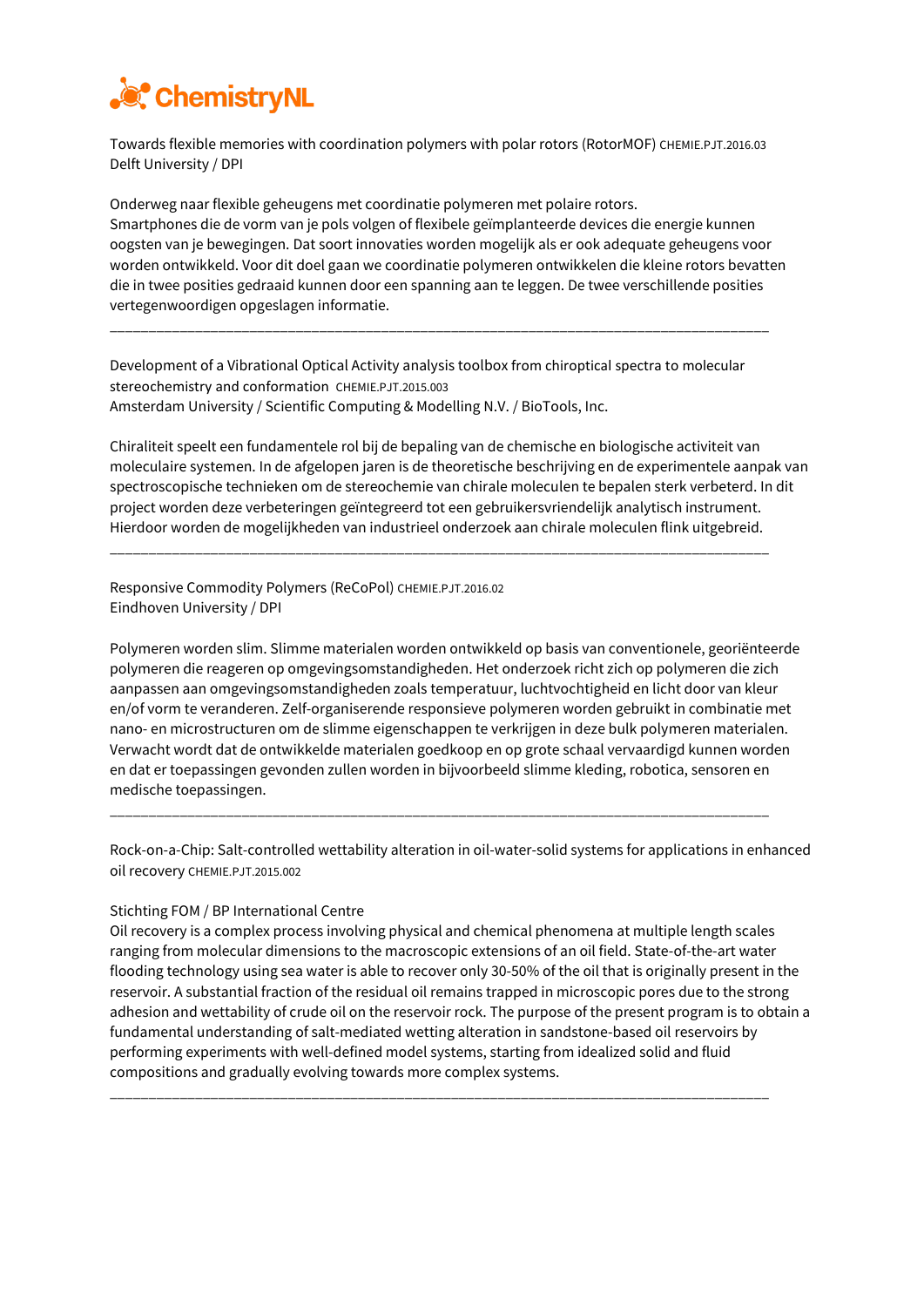**ChemistryNL**

Towards flexible memories with coordination polymers with polar rotors (RotorMOF) CHEMIE.PJT.2016.03
Delft University / DPI

Onderweg naar flexible geheugens met coordinatie polymeren met polaire rotors.
Smartphones die de vorm van je pols volgen of flexibele geïmplanteerde devices die energie kunnen oogsten van je bewegingen. Dat soort innovaties worden mogelijk als er ook adequate geheugens voor worden ontwikkeld. Voor dit doel gaan we coordinatie polymeren ontwikkelen die kleine rotors bevatten die in twee posities gedraaid kunnen door een spanning aan te leggen. De twee verschillende posities vertegenwoordigen opgeslagen informatie.

---

Development of a Vibrational Optical Activity analysis toolbox from chiroptical spectra to molecular stereochemistry and conformation CHEMIE.PJT.2015.003
Amsterdam University / Scientific Computing & Modelling N.V. / BioTools, Inc.

Chiraliteit speelt een fundamentele rol bij de bepaling van de chemische en biologische activiteit van moleculaire systemen. In de afgelopen jaren is de theoretische beschrijving en de experimentele aanpak van spectroscopische technieken om de stereochemie van chirale moleculen te bepalen sterk verbeterd. In dit project worden deze verbeteringen geïntegreerd tot een gebruikersvriendelijk analytisch instrument. Hierdoor worden de mogelijkheden van industrieel onderzoek aan chirale moleculen flink uitgebreid.

---

Responsive Commodity Polymers (ReCoPol) CHEMIE.PJT.2016.02
Eindhoven University / DPI

Polymeren worden slim. Slimme materialen worden ontwikkeld op basis van conventionele, georiënteerde polymeren die reageren op omgevingsomstandigheden. Het onderzoek richt zich op polymeren die zich aanpassen aan omgevingsomstandigheden zoals temperatuur, luchtvochtigheid en licht door van kleur en/of vorm te veranderen. Zelf-organiserende responsieve polymeren worden gebruikt in combinatie met nano- en microstructuren om de slimme eigenschappen te verkrijgen in deze bulk polymeren materialen. Verwacht wordt dat de ontwikkelde materialen goedkoop en op grote schaal vervaardigd kunnen worden en dat er toepassingen gevonden zullen worden in bijvoorbeeld slimme kleding, robotica, sensoren en medische toepassingen.

---

Rock-on-a-Chip: Salt-controlled wettability alteration in oil-water-solid systems for applications in enhanced oil recovery CHEMIE.PJT.2015.002

Stichting FOM / BP International Centre
Oil recovery is a complex process involving physical and chemical phenomena at multiple length scales ranging from molecular dimensions to the macroscopic extensions of an oil field. State-of-the-art water flooding technology using sea water is able to recover only 30-50% of the oil that is originally present in the reservoir. A substantial fraction of the residual oil remains trapped in microscopic pores due to the strong adhesion and wettability of crude oil on the reservoir rock. The purpose of the present program is to obtain a fundamental understanding of salt-mediated wetting alteration in sandstone-based oil reservoirs by performing experiments with well-defined model systems, starting from idealized solid and fluid compositions and gradually evolving towards more complex systems.

---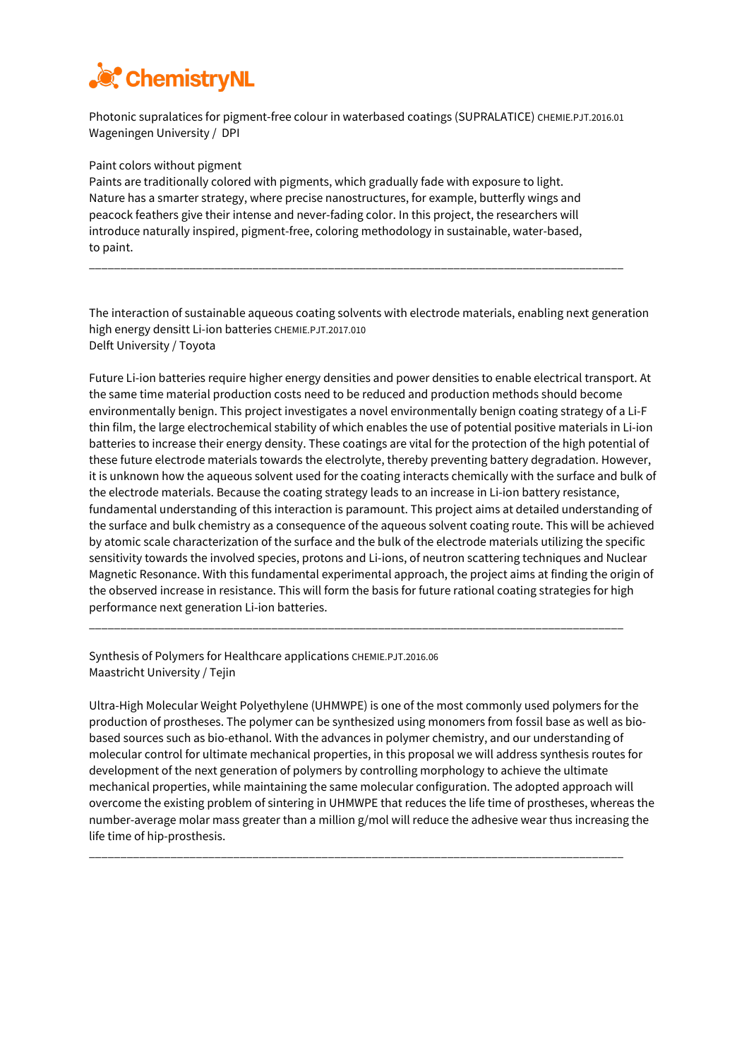Photonic supralatices for pigment-free colour in waterbased coatings (SUPRALATICE) CHEMIE.PJT.2016.01
Wageningen University / DPI

Paint colors without pigment
Paints are traditionally colored with pigments, which gradually fade with exposure to light. Nature has a smarter strategy, where precise nanostructures, for example, butterfly wings and peacock feathers give their intense and never-fading color. In this project, the researchers will introduce naturally inspired, pigment-free, coloring methodology in sustainable, water-based, to paint.

---

The interaction of sustainable aqueous coating solvents with electrode materials, enabling next generation high energy densitt Li-ion batteries CHEMIE.PJT.2017.010
Delft University / Toyota

Future Li-ion batteries require higher energy densities and power densities to enable electrical transport. At the same time material production costs need to be reduced and production methods should become environmentally benign. This project investigates a novel environmentally benign coating strategy of a Li-F thin film, the large electrochemical stability of which enables the use of potential positive materials in Li-ion batteries to increase their energy density. These coatings are vital for the protection of the high potential of these future electrode materials towards the electrolyte, thereby preventing battery degradation. However, it is unknown how the aqueous solvent used for the coating interacts chemically with the surface and bulk of the electrode materials. Because the coating strategy leads to an increase in Li-ion battery resistance, fundamental understanding of this interaction is paramount. This project aims at detailed understanding of the surface and bulk chemistry as a consequence of the aqueous solvent coating route. This will be achieved by atomic scale characterization of the surface and the bulk of the electrode materials utilizing the specific sensitivity towards the involved species, protons and Li-ions, of neutron scattering techniques and Nuclear Magnetic Resonance. With this fundamental experimental approach, the project aims at finding the origin of the observed increase in resistance. This will form the basis for future rational coating strategies for high performance next generation Li-ion batteries.

---

Synthesis of Polymers for Healthcare applications CHEMIE.PJT.2016.06
Maastricht University / Tejin

Ultra-High Molecular Weight Polyethylene (UHMWPE) is one of the most commonly used polymers for the production of prostheses. The polymer can be synthesized using monomers from fossil base as well as bio-based sources such as bio-ethanol. With the advances in polymer chemistry, and our understanding of molecular control for ultimate mechanical properties, in this proposal we will address synthesis routes for development of the next generation of polymers by controlling morphology to achieve the ultimate mechanical properties, while maintaining the same molecular configuration. The adopted approach will overcome the existing problem of sintering in UHMWPE that reduces the life time of prostheses, whereas the number-average molar mass greater than a million g/mol will reduce the adhesive wear thus increasing the life time of hip-prosthesis.

---